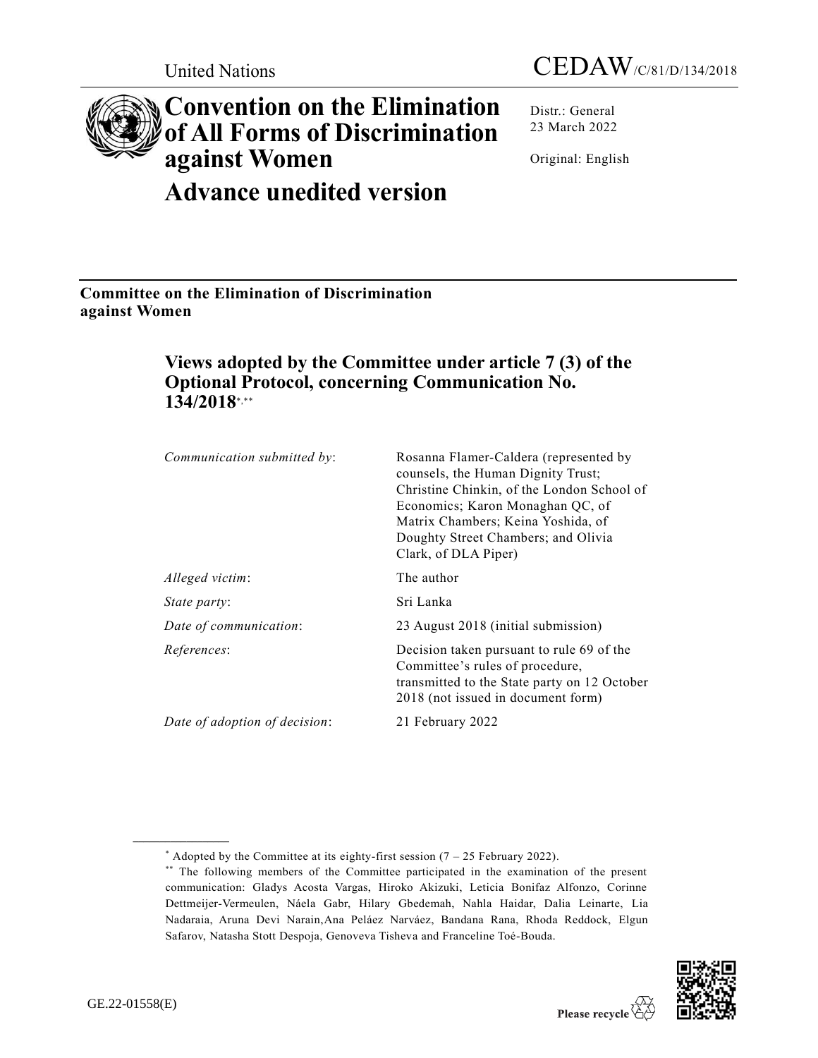United Nations

CEDAW/C/81/D/134/2018

# Convention on the Elimination of All Forms of Discrimination against Women

# Advance unedited version

Distr.: General
23 March 2022

Original: English

## Committee on the Elimination of Discrimination against Women

## Views adopted by the Committee under article 7 (3) of the Optional Protocol, concerning Communication No. 134/2018[*,**]

| | |
|---|---|
| *Communication submitted by*: | Rosanna Flamer-Caldera (represented by counsels, the Human Dignity Trust; Christine Chinkin, of the London School of Economics; Karon Monaghan QC, of Matrix Chambers; Keina Yoshida, of Doughty Street Chambers; and Olivia Clark, of DLA Piper) |
| *Alleged victim*: | The author |
| *State party*: | Sri Lanka |
| *Date of communication*: | 23 August 2018 (initial submission) |
| *References*: | Decision taken pursuant to rule 69 of the Committee's rules of procedure, transmitted to the State party on 12 October 2018 (not issued in document form) |
| *Date of adoption of decision*: | 21 February 2022 |

[*] Adopted by the Committee at its eighty-first session (7 – 25 February 2022).

[**] The following members of the Committee participated in the examination of the present communication: Gladys Acosta Vargas, Hiroko Akizuki, Leticia Bonifaz Alfonzo, Corinne Dettmeijer-Vermeulen, Náela Gabr, Hilary Gbedemah, Nahla Haidar, Dalia Leinarte, Lia Nadaraia, Aruna Devi Narain, Ana Peláez Narváez, Bandana Rana, Rhoda Reddock, Elgun Safarov, Natasha Stott Despoja, Genoveva Tisheva and Franceline Toé-Bouda.

GE.22-01558(E)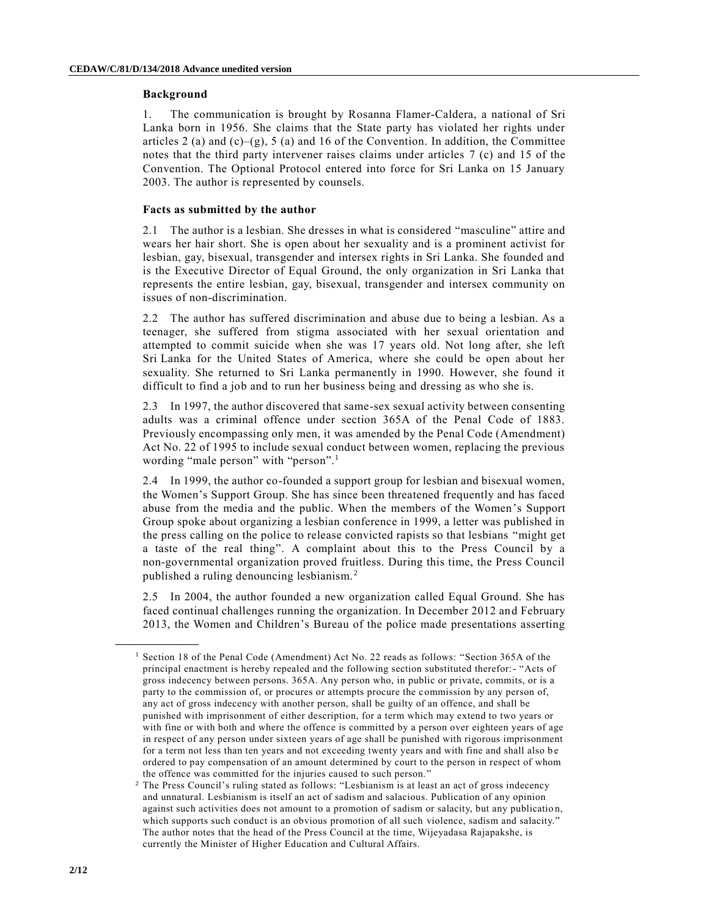### Background

1. The communication is brought by Rosanna Flamer-Caldera, a national of Sri Lanka born in 1956. She claims that the State party has violated her rights under articles 2 (a) and (c)–(g), 5 (a) and 16 of the Convention. In addition, the Committee notes that the third party intervener raises claims under articles 7 (c) and 15 of the Convention. The Optional Protocol entered into force for Sri Lanka on 15 January 2003. The author is represented by counsels.

### Facts as submitted by the author

2.1 The author is a lesbian. She dresses in what is considered "masculine" attire and wears her hair short. She is open about her sexuality and is a prominent activist for lesbian, gay, bisexual, transgender and intersex rights in Sri Lanka. She founded and is the Executive Director of Equal Ground, the only organization in Sri Lanka that represents the entire lesbian, gay, bisexual, transgender and intersex community on issues of non-discrimination.

2.2 The author has suffered discrimination and abuse due to being a lesbian. As a teenager, she suffered from stigma associated with her sexual orientation and attempted to commit suicide when she was 17 years old. Not long after, she left Sri Lanka for the United States of America, where she could be open about her sexuality. She returned to Sri Lanka permanently in 1990. However, she found it difficult to find a job and to run her business being and dressing as who she is.

2.3 In 1997, the author discovered that same-sex sexual activity between consenting adults was a criminal offence under section 365A of the Penal Code of 1883. Previously encompassing only men, it was amended by the Penal Code (Amendment) Act No. 22 of 1995 to include sexual conduct between women, replacing the previous wording "male person" with "person".[1]

2.4 In 1999, the author co-founded a support group for lesbian and bisexual women, the Women's Support Group. She has since been threatened frequently and has faced abuse from the media and the public. When the members of the Women's Support Group spoke about organizing a lesbian conference in 1999, a letter was published in the press calling on the police to release convicted rapists so that lesbians "might get a taste of the real thing". A complaint about this to the Press Council by a non-governmental organization proved fruitless. During this time, the Press Council published a ruling denouncing lesbianism.[2]

2.5 In 2004, the author founded a new organization called Equal Ground. She has faced continual challenges running the organization. In December 2012 and February 2013, the Women and Children's Bureau of the police made presentations asserting

---

[1] Section 18 of the Penal Code (Amendment) Act No. 22 reads as follows: "Section 365A of the principal enactment is hereby repealed and the following section substituted therefor:- "Acts of gross indecency between persons. 365A. Any person who, in public or private, commits, or is a party to the commission of, or procures or attempts procure the commission by any person of, any act of gross indecency with another person, shall be guilty of an offence, and shall be punished with imprisonment of either description, for a term which may extend to two years or with fine or with both and where the offence is committed by a person over eighteen years of age in respect of any person under sixteen years of age shall be punished with rigorous imprisonment for a term not less than ten years and not exceeding twenty years and with fine and shall also be ordered to pay compensation of an amount determined by court to the person in respect of whom the offence was committed for the injuries caused to such person."

[2] The Press Council's ruling stated as follows: "Lesbianism is at least an act of gross indecency and unnatural. Lesbianism is itself an act of sadism and salacious. Publication of any opinion against such activities does not amount to a promotion of sadism or salacity, but any publication, which supports such conduct is an obvious promotion of all such violence, sadism and salacity." The author notes that the head of the Press Council at the time, Wijeyadasa Rajapakshe, is currently the Minister of Higher Education and Cultural Affairs.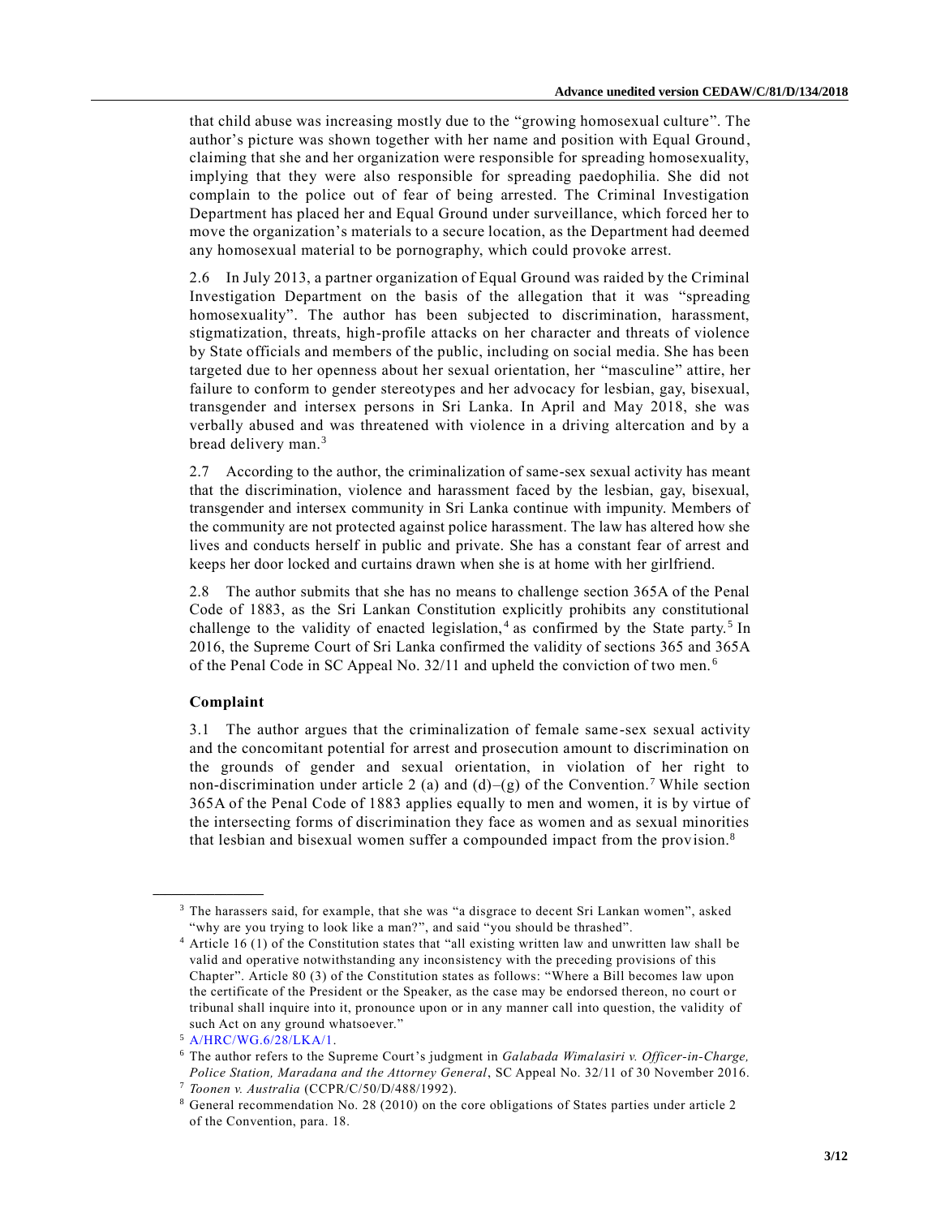that child abuse was increasing mostly due to the "growing homosexual culture". The author's picture was shown together with her name and position with Equal Ground, claiming that she and her organization were responsible for spreading homosexuality, implying that they were also responsible for spreading paedophilia. She did not complain to the police out of fear of being arrested. The Criminal Investigation Department has placed her and Equal Ground under surveillance, which forced her to move the organization's materials to a secure location, as the Department had deemed any homosexual material to be pornography, which could provoke arrest.

2.6 In July 2013, a partner organization of Equal Ground was raided by the Criminal Investigation Department on the basis of the allegation that it was "spreading homosexuality". The author has been subjected to discrimination, harassment, stigmatization, threats, high-profile attacks on her character and threats of violence by State officials and members of the public, including on social media. She has been targeted due to her openness about her sexual orientation, her "masculine" attire, her failure to conform to gender stereotypes and her advocacy for lesbian, gay, bisexual, transgender and intersex persons in Sri Lanka. In April and May 2018, she was verbally abused and was threatened with violence in a driving altercation and by a bread delivery man.[3]

2.7 According to the author, the criminalization of same-sex sexual activity has meant that the discrimination, violence and harassment faced by the lesbian, gay, bisexual, transgender and intersex community in Sri Lanka continue with impunity. Members of the community are not protected against police harassment. The law has altered how she lives and conducts herself in public and private. She has a constant fear of arrest and keeps her door locked and curtains drawn when she is at home with her girlfriend.

2.8 The author submits that she has no means to challenge section 365A of the Penal Code of 1883, as the Sri Lankan Constitution explicitly prohibits any constitutional challenge to the validity of enacted legislation,[4] as confirmed by the State party.[5] In 2016, the Supreme Court of Sri Lanka confirmed the validity of sections 365 and 365A of the Penal Code in SC Appeal No. 32/11 and upheld the conviction of two men.[6]

### Complaint

3.1 The author argues that the criminalization of female same-sex sexual activity and the concomitant potential for arrest and prosecution amount to discrimination on the grounds of gender and sexual orientation, in violation of her right to non-discrimination under article 2 (a) and (d)–(g) of the Convention.[7] While section 365A of the Penal Code of 1883 applies equally to men and women, it is by virtue of the intersecting forms of discrimination they face as women and as sexual minorities that lesbian and bisexual women suffer a compounded impact from the provision.[8]

---

[3] The harassers said, for example, that she was "a disgrace to decent Sri Lankan women", asked "why are you trying to look like a man?", and said "you should be thrashed".

[4] Article 16 (1) of the Constitution states that "all existing written law and unwritten law shall be valid and operative notwithstanding any inconsistency with the preceding provisions of this Chapter". Article 80 (3) of the Constitution states as follows: "Where a Bill becomes law upon the certificate of the President or the Speaker, as the case may be endorsed thereon, no court or tribunal shall inquire into it, pronounce upon or in any manner call into question, the validity of such Act on any ground whatsoever."

[5] A/HRC/WG.6/28/LKA/1.

[6] The author refers to the Supreme Court's judgment in *Galabada Wimalasiri v. Officer-in-Charge, Police Station, Maradana and the Attorney General*, SC Appeal No. 32/11 of 30 November 2016.

[7] *Toonen v. Australia* (CCPR/C/50/D/488/1992).

[8] General recommendation No. 28 (2010) on the core obligations of States parties under article 2 of the Convention, para. 18.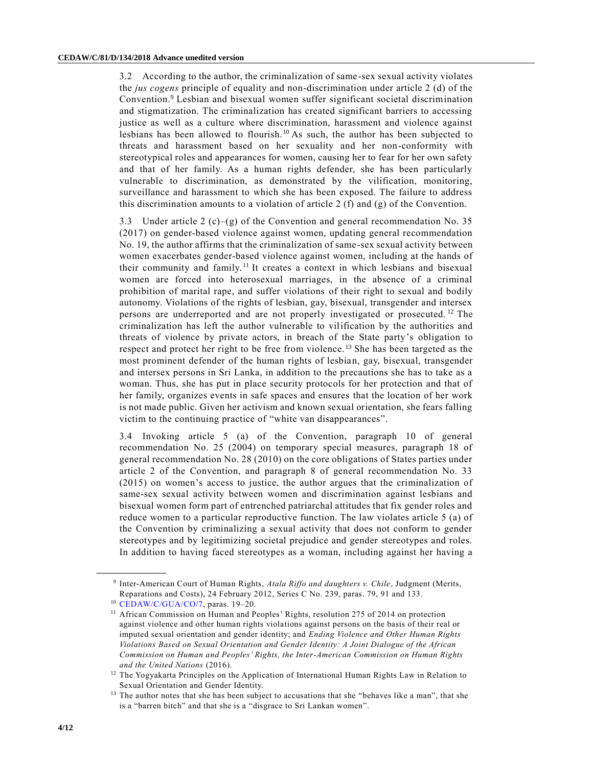3.2 According to the author, the criminalization of same-sex sexual activity violates the *jus cogens* principle of equality and non-discrimination under article 2 (d) of the Convention.[9] Lesbian and bisexual women suffer significant societal discrimination and stigmatization. The criminalization has created significant barriers to accessing justice as well as a culture where discrimination, harassment and violence against lesbians has been allowed to flourish.[10] As such, the author has been subjected to threats and harassment based on her sexuality and her non-conformity with stereotypical roles and appearances for women, causing her to fear for her own safety and that of her family. As a human rights defender, she has been particularly vulnerable to discrimination, as demonstrated by the vilification, monitoring, surveillance and harassment to which she has been exposed. The failure to address this discrimination amounts to a violation of article 2 (f) and (g) of the Convention.

3.3 Under article 2 (c)–(g) of the Convention and general recommendation No. 35 (2017) on gender-based violence against women, updating general recommendation No. 19, the author affirms that the criminalization of same-sex sexual activity between women exacerbates gender-based violence against women, including at the hands of their community and family.[11] It creates a context in which lesbians and bisexual women are forced into heterosexual marriages, in the absence of a criminal prohibition of marital rape, and suffer violations of their right to sexual and bodily autonomy. Violations of the rights of lesbian, gay, bisexual, transgender and intersex persons are underreported and are not properly investigated or prosecuted.[12] The criminalization has left the author vulnerable to vilification by the authorities and threats of violence by private actors, in breach of the State party's obligation to respect and protect her right to be free from violence.[13] She has been targeted as the most prominent defender of the human rights of lesbian, gay, bisexual, transgender and intersex persons in Sri Lanka, in addition to the precautions she has to take as a woman. Thus, she has put in place security protocols for her protection and that of her family, organizes events in safe spaces and ensures that the location of her work is not made public. Given her activism and known sexual orientation, she fears falling victim to the continuing practice of "white van disappearances".

3.4 Invoking article 5 (a) of the Convention, paragraph 10 of general recommendation No. 25 (2004) on temporary special measures, paragraph 18 of general recommendation No. 28 (2010) on the core obligations of States parties under article 2 of the Convention, and paragraph 8 of general recommendation No. 33 (2015) on women's access to justice, the author argues that the criminalization of same-sex sexual activity between women and discrimination against lesbians and bisexual women form part of entrenched patriarchal attitudes that fix gender roles and reduce women to a particular reproductive function. The law violates article 5 (a) of the Convention by criminalizing a sexual activity that does not conform to gender stereotypes and by legitimizing societal prejudice and gender stereotypes and roles. In addition to having faced stereotypes as a woman, including against her having a

---

[9] Inter-American Court of Human Rights, *Atala Riffo and daughters v. Chile*, Judgment (Merits, Reparations and Costs), 24 February 2012, Series C No. 239, paras. 79, 91 and 133.

[10] CEDAW/C/GUA/CO/7, paras. 19–20.

[11] African Commission on Human and Peoples' Rights, resolution 275 of 2014 on protection against violence and other human rights violations against persons on the basis of their real or imputed sexual orientation and gender identity; and *Ending Violence and Other Human Rights Violations Based on Sexual Orientation and Gender Identity: A Joint Dialogue of the African Commission on Human and Peoples' Rights, the Inter-American Commission on Human Rights and the United Nations* (2016).

[12] The Yogyakarta Principles on the Application of International Human Rights Law in Relation to Sexual Orientation and Gender Identity.

[13] The author notes that she has been subject to accusations that she "behaves like a man", that she is a "barren bitch" and that she is a "disgrace to Sri Lankan women".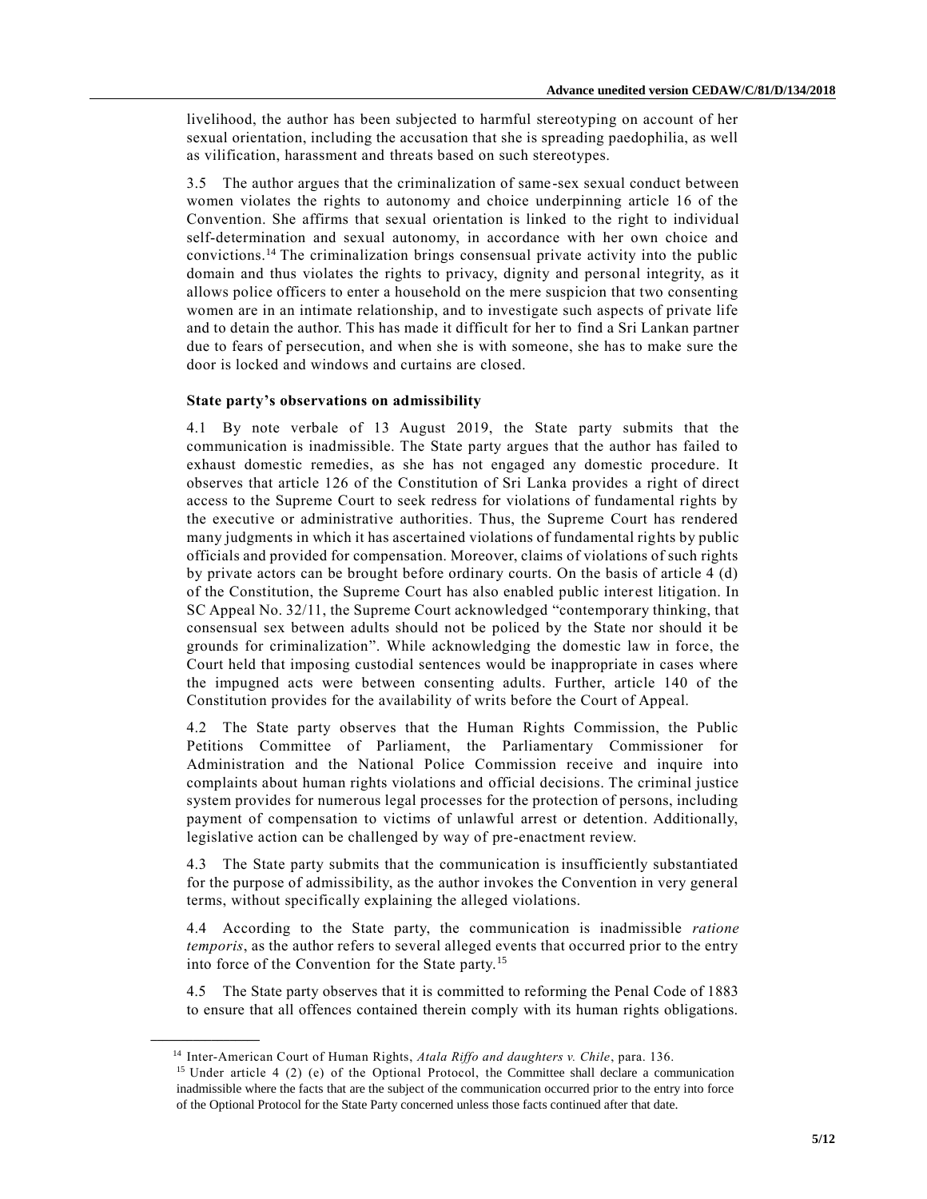livelihood, the author has been subjected to harmful stereotyping on account of her sexual orientation, including the accusation that she is spreading paedophilia, as well as vilification, harassment and threats based on such stereotypes.

3.5 The author argues that the criminalization of same-sex sexual conduct between women violates the rights to autonomy and choice underpinning article 16 of the Convention. She affirms that sexual orientation is linked to the right to individual self-determination and sexual autonomy, in accordance with her own choice and convictions.[14] The criminalization brings consensual private activity into the public domain and thus violates the rights to privacy, dignity and personal integrity, as it allows police officers to enter a household on the mere suspicion that two consenting women are in an intimate relationship, and to investigate such aspects of private life and to detain the author. This has made it difficult for her to find a Sri Lankan partner due to fears of persecution, and when she is with someone, she has to make sure the door is locked and windows and curtains are closed.

### State party's observations on admissibility

4.1 By note verbale of 13 August 2019, the State party submits that the communication is inadmissible. The State party argues that the author has failed to exhaust domestic remedies, as she has not engaged any domestic procedure. It observes that article 126 of the Constitution of Sri Lanka provides a right of direct access to the Supreme Court to seek redress for violations of fundamental rights by the executive or administrative authorities. Thus, the Supreme Court has rendered many judgments in which it has ascertained violations of fundamental rights by public officials and provided for compensation. Moreover, claims of violations of such rights by private actors can be brought before ordinary courts. On the basis of article 4 (d) of the Constitution, the Supreme Court has also enabled public interest litigation. In SC Appeal No. 32/11, the Supreme Court acknowledged "contemporary thinking, that consensual sex between adults should not be policed by the State nor should it be grounds for criminalization". While acknowledging the domestic law in force, the Court held that imposing custodial sentences would be inappropriate in cases where the impugned acts were between consenting adults. Further, article 140 of the Constitution provides for the availability of writs before the Court of Appeal.

4.2 The State party observes that the Human Rights Commission, the Public Petitions Committee of Parliament, the Parliamentary Commissioner for Administration and the National Police Commission receive and inquire into complaints about human rights violations and official decisions. The criminal justice system provides for numerous legal processes for the protection of persons, including payment of compensation to victims of unlawful arrest or detention. Additionally, legislative action can be challenged by way of pre-enactment review.

4.3 The State party submits that the communication is insufficiently substantiated for the purpose of admissibility, as the author invokes the Convention in very general terms, without specifically explaining the alleged violations.

4.4 According to the State party, the communication is inadmissible *ratione temporis*, as the author refers to several alleged events that occurred prior to the entry into force of the Convention for the State party.[15]

4.5 The State party observes that it is committed to reforming the Penal Code of 1883 to ensure that all offences contained therein comply with its human rights obligations.

---

[14] Inter-American Court of Human Rights, *Atala Riffo and daughters v. Chile*, para. 136.

[15] Under article 4 (2) (e) of the Optional Protocol, the Committee shall declare a communication inadmissible where the facts that are the subject of the communication occurred prior to the entry into force of the Optional Protocol for the State Party concerned unless those facts continued after that date.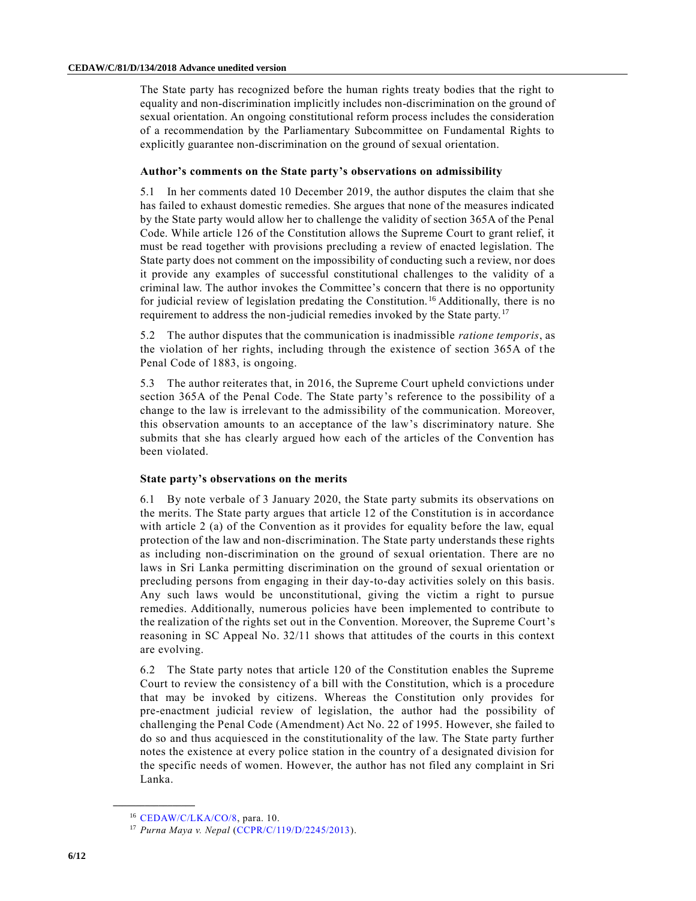The State party has recognized before the human rights treaty bodies that the right to equality and non-discrimination implicitly includes non-discrimination on the ground of sexual orientation. An ongoing constitutional reform process includes the consideration of a recommendation by the Parliamentary Subcommittee on Fundamental Rights to explicitly guarantee non-discrimination on the ground of sexual orientation.

### Author's comments on the State party's observations on admissibility

5.1 In her comments dated 10 December 2019, the author disputes the claim that she has failed to exhaust domestic remedies. She argues that none of the measures indicated by the State party would allow her to challenge the validity of section 365A of the Penal Code. While article 126 of the Constitution allows the Supreme Court to grant relief, it must be read together with provisions precluding a review of enacted legislation. The State party does not comment on the impossibility of conducting such a review, nor does it provide any examples of successful constitutional challenges to the validity of a criminal law. The author invokes the Committee's concern that there is no opportunity for judicial review of legislation predating the Constitution.[16] Additionally, there is no requirement to address the non-judicial remedies invoked by the State party.[17]

5.2 The author disputes that the communication is inadmissible *ratione temporis*, as the violation of her rights, including through the existence of section 365A of the Penal Code of 1883, is ongoing.

5.3 The author reiterates that, in 2016, the Supreme Court upheld convictions under section 365A of the Penal Code. The State party's reference to the possibility of a change to the law is irrelevant to the admissibility of the communication. Moreover, this observation amounts to an acceptance of the law's discriminatory nature. She submits that she has clearly argued how each of the articles of the Convention has been violated.

### State party's observations on the merits

6.1 By note verbale of 3 January 2020, the State party submits its observations on the merits. The State party argues that article 12 of the Constitution is in accordance with article 2 (a) of the Convention as it provides for equality before the law, equal protection of the law and non-discrimination. The State party understands these rights as including non-discrimination on the ground of sexual orientation. There are no laws in Sri Lanka permitting discrimination on the ground of sexual orientation or precluding persons from engaging in their day-to-day activities solely on this basis. Any such laws would be unconstitutional, giving the victim a right to pursue remedies. Additionally, numerous policies have been implemented to contribute to the realization of the rights set out in the Convention. Moreover, the Supreme Court's reasoning in SC Appeal No. 32/11 shows that attitudes of the courts in this context are evolving.

6.2 The State party notes that article 120 of the Constitution enables the Supreme Court to review the consistency of a bill with the Constitution, which is a procedure that may be invoked by citizens. Whereas the Constitution only provides for pre-enactment judicial review of legislation, the author had the possibility of challenging the Penal Code (Amendment) Act No. 22 of 1995. However, she failed to do so and thus acquiesced in the constitutionality of the law. The State party further notes the existence at every police station in the country of a designated division for the specific needs of women. However, the author has not filed any complaint in Sri Lanka.

---

[16] CEDAW/C/LKA/CO/8, para. 10.

[17] *Purna Maya v. Nepal* (CCPR/C/119/D/2245/2013).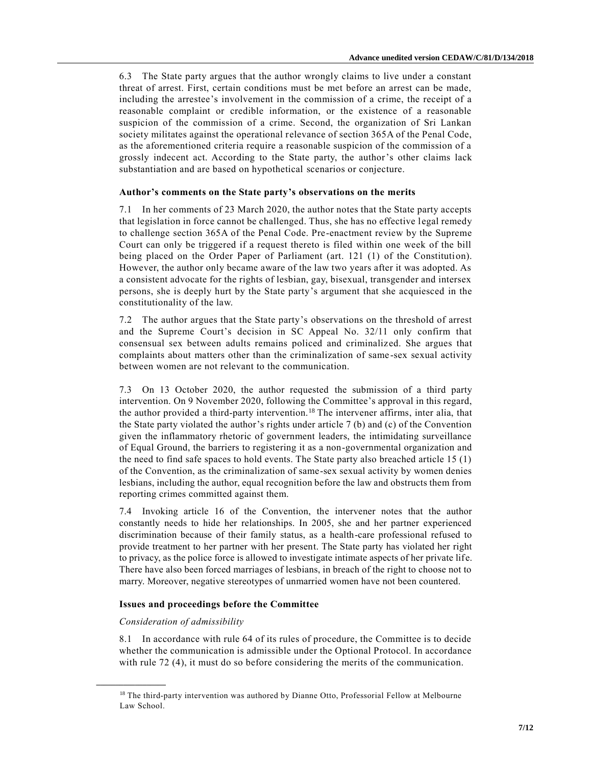6.3 The State party argues that the author wrongly claims to live under a constant threat of arrest. First, certain conditions must be met before an arrest can be made, including the arrestee's involvement in the commission of a crime, the receipt of a reasonable complaint or credible information, or the existence of a reasonable suspicion of the commission of a crime. Second, the organization of Sri Lankan society militates against the operational relevance of section 365A of the Penal Code, as the aforementioned criteria require a reasonable suspicion of the commission of a grossly indecent act. According to the State party, the author's other claims lack substantiation and are based on hypothetical scenarios or conjecture.

### Author's comments on the State party's observations on the merits

7.1 In her comments of 23 March 2020, the author notes that the State party accepts that legislation in force cannot be challenged. Thus, she has no effective legal remedy to challenge section 365A of the Penal Code. Pre-enactment review by the Supreme Court can only be triggered if a request thereto is filed within one week of the bill being placed on the Order Paper of Parliament (art. 121 (1) of the Constitution). However, the author only became aware of the law two years after it was adopted. As a consistent advocate for the rights of lesbian, gay, bisexual, transgender and intersex persons, she is deeply hurt by the State party's argument that she acquiesced in the constitutionality of the law.

7.2 The author argues that the State party's observations on the threshold of arrest and the Supreme Court's decision in SC Appeal No. 32/11 only confirm that consensual sex between adults remains policed and criminalized. She argues that complaints about matters other than the criminalization of same-sex sexual activity between women are not relevant to the communication.

7.3 On 13 October 2020, the author requested the submission of a third party intervention. On 9 November 2020, following the Committee's approval in this regard, the author provided a third-party intervention.[18] The intervener affirms, inter alia, that the State party violated the author's rights under article 7 (b) and (c) of the Convention given the inflammatory rhetoric of government leaders, the intimidating surveillance of Equal Ground, the barriers to registering it as a non-governmental organization and the need to find safe spaces to hold events. The State party also breached article 15 (1) of the Convention, as the criminalization of same-sex sexual activity by women denies lesbians, including the author, equal recognition before the law and obstructs them from reporting crimes committed against them.

7.4 Invoking article 16 of the Convention, the intervener notes that the author constantly needs to hide her relationships. In 2005, she and her partner experienced discrimination because of their family status, as a health-care professional refused to provide treatment to her partner with her present. The State party has violated her right to privacy, as the police force is allowed to investigate intimate aspects of her private life. There have also been forced marriages of lesbians, in breach of the right to choose not to marry. Moreover, negative stereotypes of unmarried women have not been countered.

### Issues and proceedings before the Committee

*Consideration of admissibility*

8.1 In accordance with rule 64 of its rules of procedure, the Committee is to decide whether the communication is admissible under the Optional Protocol. In accordance with rule 72 (4), it must do so before considering the merits of the communication.

[18] The third-party intervention was authored by Dianne Otto, Professorial Fellow at Melbourne Law School.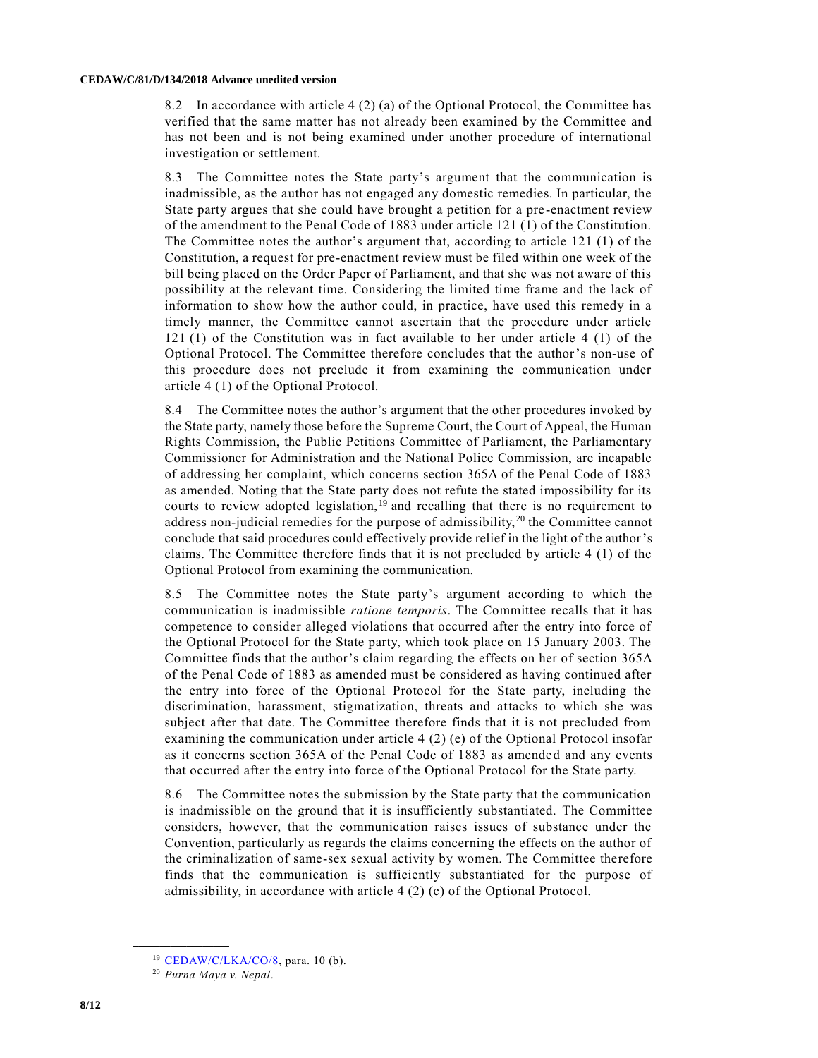8.2 In accordance with article 4 (2) (a) of the Optional Protocol, the Committee has verified that the same matter has not already been examined by the Committee and has not been and is not being examined under another procedure of international investigation or settlement.

8.3 The Committee notes the State party's argument that the communication is inadmissible, as the author has not engaged any domestic remedies. In particular, the State party argues that she could have brought a petition for a pre-enactment review of the amendment to the Penal Code of 1883 under article 121 (1) of the Constitution. The Committee notes the author's argument that, according to article 121 (1) of the Constitution, a request for pre-enactment review must be filed within one week of the bill being placed on the Order Paper of Parliament, and that she was not aware of this possibility at the relevant time. Considering the limited time frame and the lack of information to show how the author could, in practice, have used this remedy in a timely manner, the Committee cannot ascertain that the procedure under article 121 (1) of the Constitution was in fact available to her under article 4 (1) of the Optional Protocol. The Committee therefore concludes that the author's non-use of this procedure does not preclude it from examining the communication under article 4 (1) of the Optional Protocol.

8.4 The Committee notes the author's argument that the other procedures invoked by the State party, namely those before the Supreme Court, the Court of Appeal, the Human Rights Commission, the Public Petitions Committee of Parliament, the Parliamentary Commissioner for Administration and the National Police Commission, are incapable of addressing her complaint, which concerns section 365A of the Penal Code of 1883 as amended. Noting that the State party does not refute the stated impossibility for its courts to review adopted legislation,[19] and recalling that there is no requirement to address non-judicial remedies for the purpose of admissibility,[20] the Committee cannot conclude that said procedures could effectively provide relief in the light of the author's claims. The Committee therefore finds that it is not precluded by article 4 (1) of the Optional Protocol from examining the communication.

8.5 The Committee notes the State party's argument according to which the communication is inadmissible *ratione temporis*. The Committee recalls that it has competence to consider alleged violations that occurred after the entry into force of the Optional Protocol for the State party, which took place on 15 January 2003. The Committee finds that the author's claim regarding the effects on her of section 365A of the Penal Code of 1883 as amended must be considered as having continued after the entry into force of the Optional Protocol for the State party, including the discrimination, harassment, stigmatization, threats and attacks to which she was subject after that date. The Committee therefore finds that it is not precluded from examining the communication under article 4 (2) (e) of the Optional Protocol insofar as it concerns section 365A of the Penal Code of 1883 as amended and any events that occurred after the entry into force of the Optional Protocol for the State party.

8.6 The Committee notes the submission by the State party that the communication is inadmissible on the ground that it is insufficiently substantiated. The Committee considers, however, that the communication raises issues of substance under the Convention, particularly as regards the claims concerning the effects on the author of the criminalization of same-sex sexual activity by women. The Committee therefore finds that the communication is sufficiently substantiated for the purpose of admissibility, in accordance with article 4 (2) (c) of the Optional Protocol.

---

[19] CEDAW/C/LKA/CO/8, para. 10 (b).

[20] *Purna Maya v. Nepal*.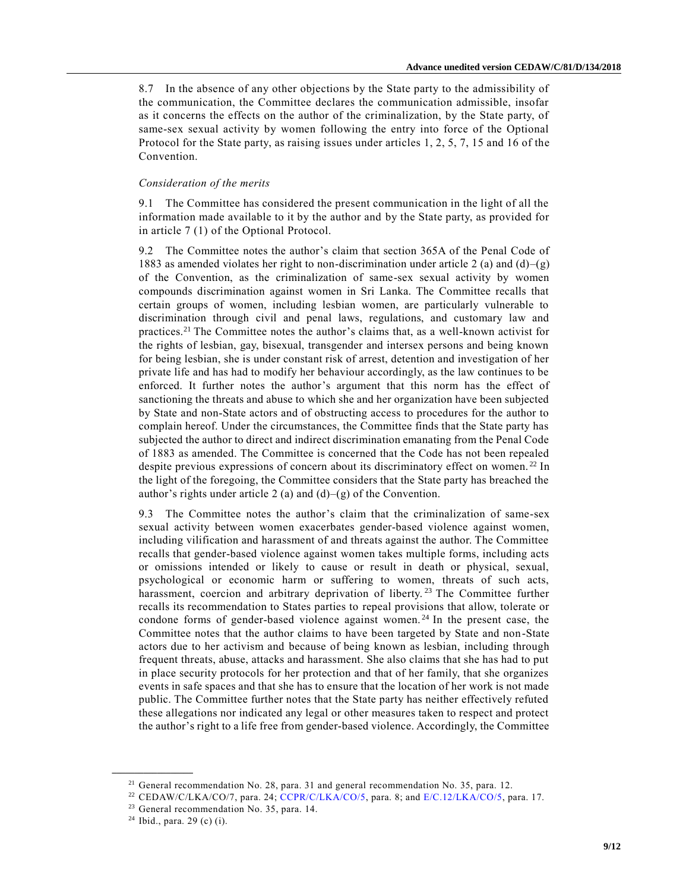8.7 In the absence of any other objections by the State party to the admissibility of the communication, the Committee declares the communication admissible, insofar as it concerns the effects on the author of the criminalization, by the State party, of same-sex sexual activity by women following the entry into force of the Optional Protocol for the State party, as raising issues under articles 1, 2, 5, 7, 15 and 16 of the Convention.

*Consideration of the merits*

9.1 The Committee has considered the present communication in the light of all the information made available to it by the author and by the State party, as provided for in article 7 (1) of the Optional Protocol.

9.2 The Committee notes the author's claim that section 365A of the Penal Code of 1883 as amended violates her right to non-discrimination under article 2 (a) and (d)–(g) of the Convention, as the criminalization of same-sex sexual activity by women compounds discrimination against women in Sri Lanka. The Committee recalls that certain groups of women, including lesbian women, are particularly vulnerable to discrimination through civil and penal laws, regulations, and customary law and practices.[21] The Committee notes the author's claims that, as a well-known activist for the rights of lesbian, gay, bisexual, transgender and intersex persons and being known for being lesbian, she is under constant risk of arrest, detention and investigation of her private life and has had to modify her behaviour accordingly, as the law continues to be enforced. It further notes the author's argument that this norm has the effect of sanctioning the threats and abuse to which she and her organization have been subjected by State and non-State actors and of obstructing access to procedures for the author to complain hereof. Under the circumstances, the Committee finds that the State party has subjected the author to direct and indirect discrimination emanating from the Penal Code of 1883 as amended. The Committee is concerned that the Code has not been repealed despite previous expressions of concern about its discriminatory effect on women.[22] In the light of the foregoing, the Committee considers that the State party has breached the author's rights under article 2 (a) and (d)–(g) of the Convention.

9.3 The Committee notes the author's claim that the criminalization of same-sex sexual activity between women exacerbates gender-based violence against women, including vilification and harassment of and threats against the author. The Committee recalls that gender-based violence against women takes multiple forms, including acts or omissions intended or likely to cause or result in death or physical, sexual, psychological or economic harm or suffering to women, threats of such acts, harassment, coercion and arbitrary deprivation of liberty.[23] The Committee further recalls its recommendation to States parties to repeal provisions that allow, tolerate or condone forms of gender-based violence against women.[24] In the present case, the Committee notes that the author claims to have been targeted by State and non-State actors due to her activism and because of being known as lesbian, including through frequent threats, abuse, attacks and harassment. She also claims that she has had to put in place security protocols for her protection and that of her family, that she organizes events in safe spaces and that she has to ensure that the location of her work is not made public. The Committee further notes that the State party has neither effectively refuted these allegations nor indicated any legal or other measures taken to respect and protect the author's right to a life free from gender-based violence. Accordingly, the Committee

---

[21] General recommendation No. 28, para. 31 and general recommendation No. 35, para. 12.

[22] CEDAW/C/LKA/CO/7, para. 24; CCPR/C/LKA/CO/5, para. 8; and E/C.12/LKA/CO/5, para. 17.

[23] General recommendation No. 35, para. 14.

[24] Ibid., para. 29 (c) (i).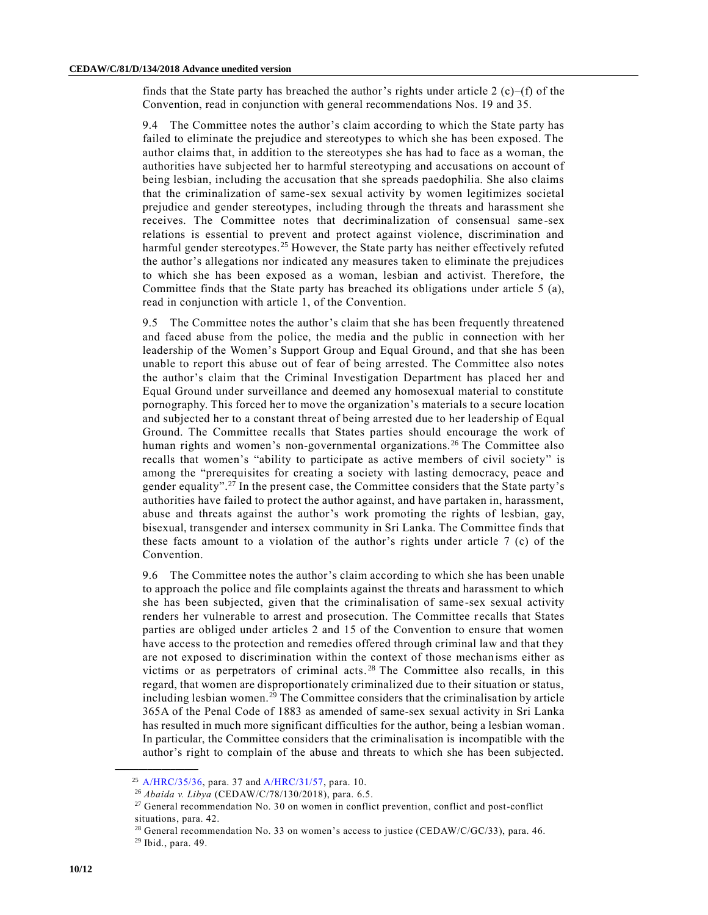finds that the State party has breached the author's rights under article 2 (c)–(f) of the Convention, read in conjunction with general recommendations Nos. 19 and 35.

9.4 The Committee notes the author's claim according to which the State party has failed to eliminate the prejudice and stereotypes to which she has been exposed. The author claims that, in addition to the stereotypes she has had to face as a woman, the authorities have subjected her to harmful stereotyping and accusations on account of being lesbian, including the accusation that she spreads paedophilia. She also claims that the criminalization of same-sex sexual activity by women legitimizes societal prejudice and gender stereotypes, including through the threats and harassment she receives. The Committee notes that decriminalization of consensual same-sex relations is essential to prevent and protect against violence, discrimination and harmful gender stereotypes.[25] However, the State party has neither effectively refuted the author's allegations nor indicated any measures taken to eliminate the prejudices to which she has been exposed as a woman, lesbian and activist. Therefore, the Committee finds that the State party has breached its obligations under article 5 (a), read in conjunction with article 1, of the Convention.

9.5 The Committee notes the author's claim that she has been frequently threatened and faced abuse from the police, the media and the public in connection with her leadership of the Women's Support Group and Equal Ground, and that she has been unable to report this abuse out of fear of being arrested. The Committee also notes the author's claim that the Criminal Investigation Department has placed her and Equal Ground under surveillance and deemed any homosexual material to constitute pornography. This forced her to move the organization's materials to a secure location and subjected her to a constant threat of being arrested due to her leadership of Equal Ground. The Committee recalls that States parties should encourage the work of human rights and women's non-governmental organizations.[26] The Committee also recalls that women's "ability to participate as active members of civil society" is among the "prerequisites for creating a society with lasting democracy, peace and gender equality".[27] In the present case, the Committee considers that the State party's authorities have failed to protect the author against, and have partaken in, harassment, abuse and threats against the author's work promoting the rights of lesbian, gay, bisexual, transgender and intersex community in Sri Lanka. The Committee finds that these facts amount to a violation of the author's rights under article 7 (c) of the Convention.

9.6 The Committee notes the author's claim according to which she has been unable to approach the police and file complaints against the threats and harassment to which she has been subjected, given that the criminalisation of same-sex sexual activity renders her vulnerable to arrest and prosecution. The Committee recalls that States parties are obliged under articles 2 and 15 of the Convention to ensure that women have access to the protection and remedies offered through criminal law and that they are not exposed to discrimination within the context of those mechanisms either as victims or as perpetrators of criminal acts.[28] The Committee also recalls, in this regard, that women are disproportionately criminalized due to their situation or status, including lesbian women.[29] The Committee considers that the criminalisation by article 365A of the Penal Code of 1883 as amended of same-sex sexual activity in Sri Lanka has resulted in much more significant difficulties for the author, being a lesbian woman. In particular, the Committee considers that the criminalisation is incompatible with the author's right to complain of the abuse and threats to which she has been subjected.

---

[25] A/HRC/35/36, para. 37 and A/HRC/31/57, para. 10.

[26] *Abaida v. Libya* (CEDAW/C/78/130/2018), para. 6.5.

[27] General recommendation No. 30 on women in conflict prevention, conflict and post-conflict situations, para. 42.

[28] General recommendation No. 33 on women's access to justice (CEDAW/C/GC/33), para. 46.

[29] Ibid., para. 49.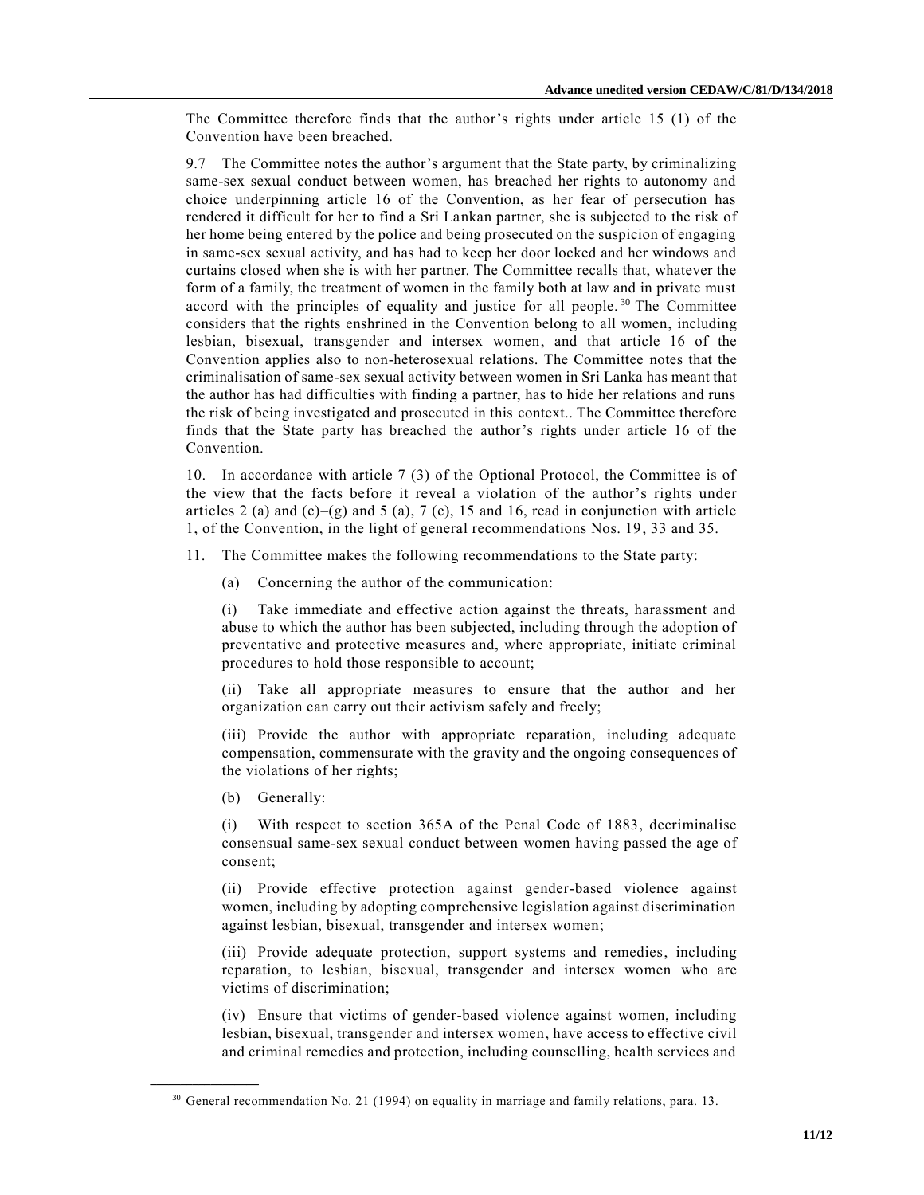The Committee therefore finds that the author's rights under article 15 (1) of the Convention have been breached.

9.7 The Committee notes the author's argument that the State party, by criminalizing same-sex sexual conduct between women, has breached her rights to autonomy and choice underpinning article 16 of the Convention, as her fear of persecution has rendered it difficult for her to find a Sri Lankan partner, she is subjected to the risk of her home being entered by the police and being prosecuted on the suspicion of engaging in same-sex sexual activity, and has had to keep her door locked and her windows and curtains closed when she is with her partner. The Committee recalls that, whatever the form of a family, the treatment of women in the family both at law and in private must accord with the principles of equality and justice for all people.[30] The Committee considers that the rights enshrined in the Convention belong to all women, including lesbian, bisexual, transgender and intersex women, and that article 16 of the Convention applies also to non-heterosexual relations. The Committee notes that the criminalisation of same-sex sexual activity between women in Sri Lanka has meant that the author has had difficulties with finding a partner, has to hide her relations and runs the risk of being investigated and prosecuted in this context.. The Committee therefore finds that the State party has breached the author's rights under article 16 of the Convention.

10. In accordance with article 7 (3) of the Optional Protocol, the Committee is of the view that the facts before it reveal a violation of the author's rights under articles 2 (a) and (c)–(g) and 5 (a), 7 (c), 15 and 16, read in conjunction with article 1, of the Convention, in the light of general recommendations Nos. 19, 33 and 35.

11. The Committee makes the following recommendations to the State party:

(a) Concerning the author of the communication:

(i) Take immediate and effective action against the threats, harassment and abuse to which the author has been subjected, including through the adoption of preventative and protective measures and, where appropriate, initiate criminal procedures to hold those responsible to account;

(ii) Take all appropriate measures to ensure that the author and her organization can carry out their activism safely and freely;

(iii) Provide the author with appropriate reparation, including adequate compensation, commensurate with the gravity and the ongoing consequences of the violations of her rights;

(b) Generally:

(i) With respect to section 365A of the Penal Code of 1883, decriminalise consensual same-sex sexual conduct between women having passed the age of consent;

(ii) Provide effective protection against gender-based violence against women, including by adopting comprehensive legislation against discrimination against lesbian, bisexual, transgender and intersex women;

(iii) Provide adequate protection, support systems and remedies, including reparation, to lesbian, bisexual, transgender and intersex women who are victims of discrimination;

(iv) Ensure that victims of gender-based violence against women, including lesbian, bisexual, transgender and intersex women, have access to effective civil and criminal remedies and protection, including counselling, health services and

---

[30] General recommendation No. 21 (1994) on equality in marriage and family relations, para. 13.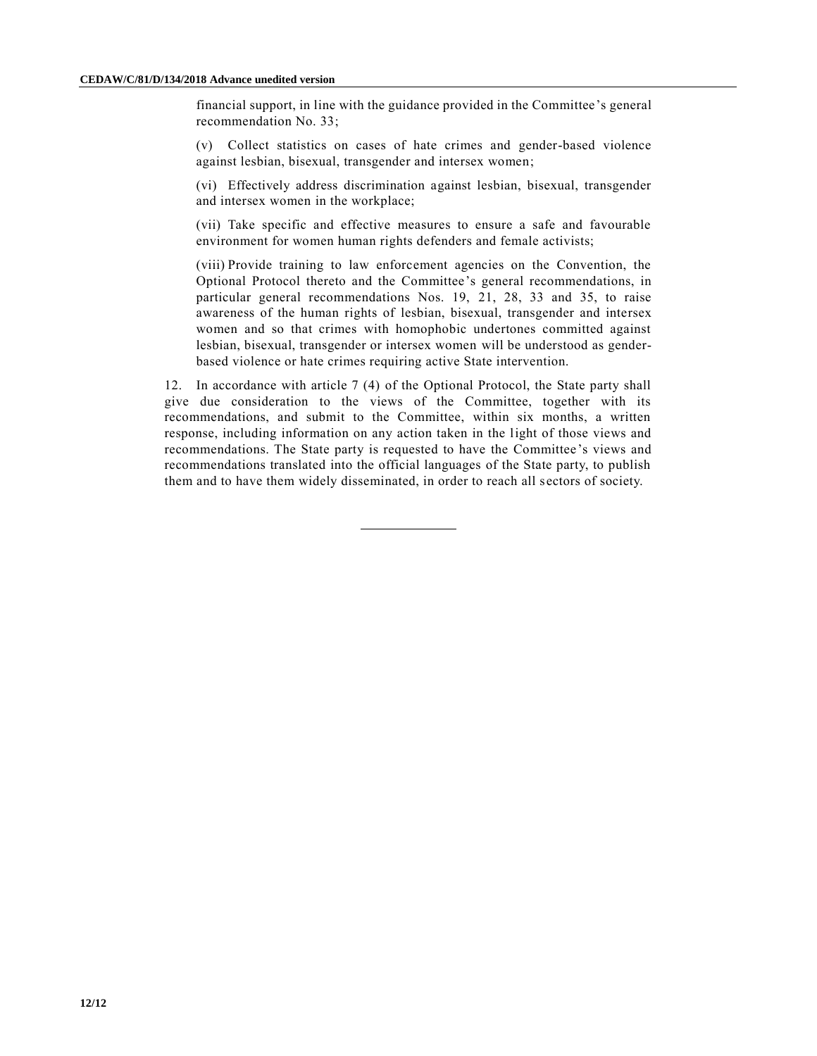financial support, in line with the guidance provided in the Committee's general recommendation No. 33;

(v) Collect statistics on cases of hate crimes and gender-based violence against lesbian, bisexual, transgender and intersex women;

(vi) Effectively address discrimination against lesbian, bisexual, transgender and intersex women in the workplace;

(vii) Take specific and effective measures to ensure a safe and favourable environment for women human rights defenders and female activists;

(viii) Provide training to law enforcement agencies on the Convention, the Optional Protocol thereto and the Committee's general recommendations, in particular general recommendations Nos. 19, 21, 28, 33 and 35, to raise awareness of the human rights of lesbian, bisexual, transgender and intersex women and so that crimes with homophobic undertones committed against lesbian, bisexual, transgender or intersex women will be understood as gender-based violence or hate crimes requiring active State intervention.

12. In accordance with article 7 (4) of the Optional Protocol, the State party shall give due consideration to the views of the Committee, together with its recommendations, and submit to the Committee, within six months, a written response, including information on any action taken in the light of those views and recommendations. The State party is requested to have the Committee's views and recommendations translated into the official languages of the State party, to publish them and to have them widely disseminated, in order to reach all sectors of society.